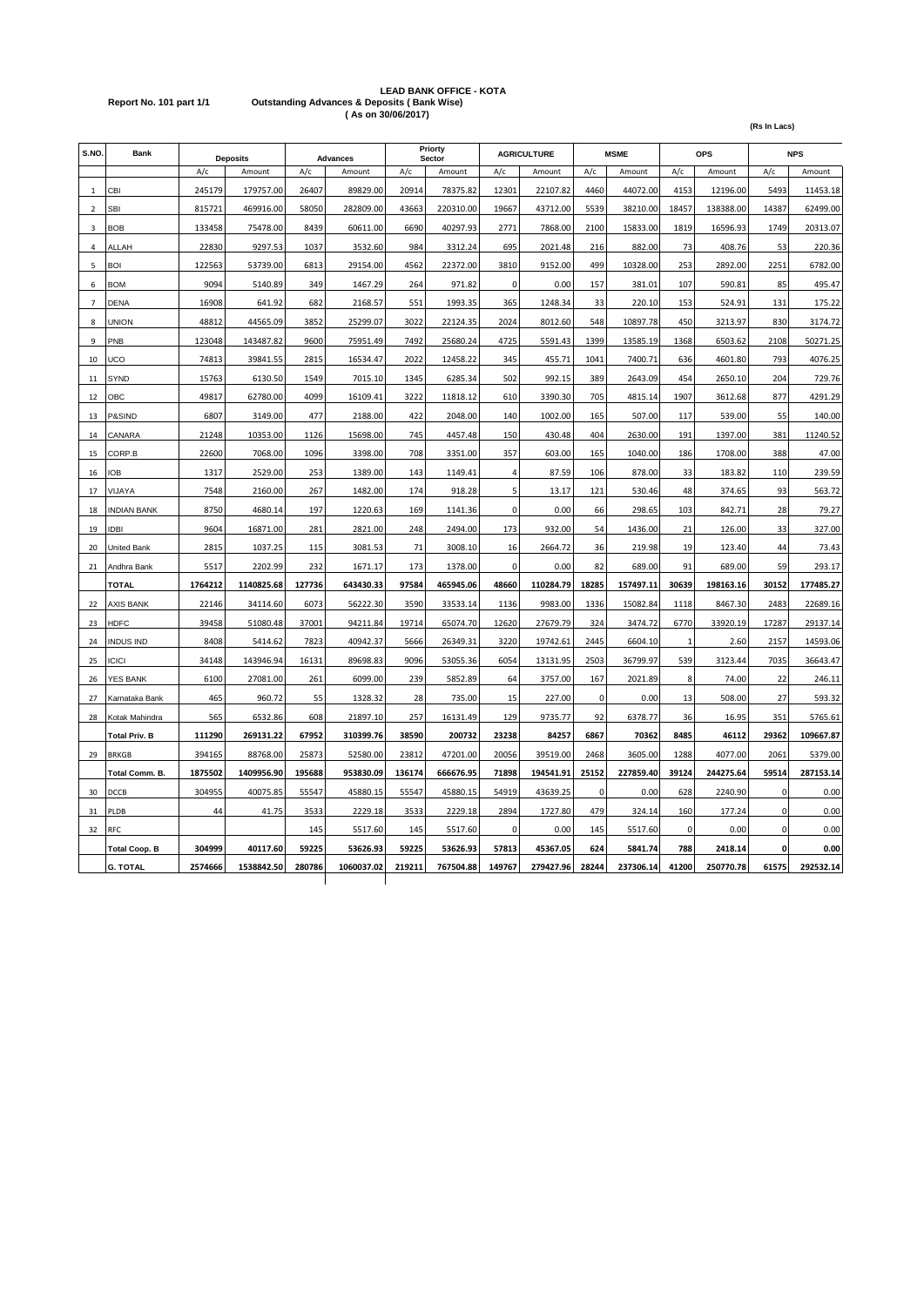**LEAD BANK OFFICE - KOTA**

**Report No. 101 part 1/1** **Outstanding Advances & Deposits ( Bank Wise)**

**( As on 30/06/2017)**

**(Rs In Lacs)**

| S.NO. | Bank | Deposits | | Advances | | Priorty Sector | | AGRICULTURE | | MSME | | OPS | | NPS | |
|---|---|---|---|---|---|---|---|---|---|---|---|---|---|---|---|
| | | A/c | Amount | A/c | Amount | A/c | Amount | A/c | Amount | A/c | Amount | A/c | Amount | A/c | Amount |
| 1 | CBI | 245179 | 179757.00 | 26407 | 89829.00 | 20914 | 78375.82 | 12301 | 22107.82 | 4460 | 44072.00 | 4153 | 12196.00 | 5493 | 11453.18 |
| 2 | SBI | 815721 | 469916.00 | 58050 | 282809.00 | 43663 | 220310.00 | 19667 | 43712.00 | 5539 | 38210.00 | 18457 | 138388.00 | 14387 | 62499.00 |
| 3 | BOB | 133458 | 75478.00 | 8439 | 60611.00 | 6690 | 40297.93 | 2771 | 7868.00 | 2100 | 15833.00 | 1819 | 16596.93 | 1749 | 20313.07 |
| 4 | ALLAH | 22830 | 9297.53 | 1037 | 3532.60 | 984 | 3312.24 | 695 | 2021.48 | 216 | 882.00 | 73 | 408.76 | 53 | 220.36 |
| 5 | BOI | 122563 | 53739.00 | 6813 | 29154.00 | 4562 | 22372.00 | 3810 | 9152.00 | 499 | 10328.00 | 253 | 2892.00 | 2251 | 6782.00 |
| 6 | BOM | 9094 | 5140.89 | 349 | 1467.29 | 264 | 971.82 | 0 | 0.00 | 157 | 381.01 | 107 | 590.81 | 85 | 495.47 |
| 7 | DENA | 16908 | 641.92 | 682 | 2168.57 | 551 | 1993.35 | 365 | 1248.34 | 33 | 220.10 | 153 | 524.91 | 131 | 175.22 |
| 8 | UNION | 48812 | 44565.09 | 3852 | 25299.07 | 3022 | 22124.35 | 2024 | 8012.60 | 548 | 10897.78 | 450 | 3213.97 | 830 | 3174.72 |
| 9 | PNB | 123048 | 143487.82 | 9600 | 75951.49 | 7492 | 25680.24 | 4725 | 5591.43 | 1399 | 13585.19 | 1368 | 6503.62 | 2108 | 50271.25 |
| 10 | UCO | 74813 | 39841.55 | 2815 | 16534.47 | 2022 | 12458.22 | 345 | 455.71 | 1041 | 7400.71 | 636 | 4601.80 | 793 | 4076.25 |
| 11 | SYND | 15763 | 6130.50 | 1549 | 7015.10 | 1345 | 6285.34 | 502 | 992.15 | 389 | 2643.09 | 454 | 2650.10 | 204 | 729.76 |
| 12 | OBC | 49817 | 62780.00 | 4099 | 16109.41 | 3222 | 11818.12 | 610 | 3390.30 | 705 | 4815.14 | 1907 | 3612.68 | 877 | 4291.29 |
| 13 | P&SIND | 6807 | 3149.00 | 477 | 2188.00 | 422 | 2048.00 | 140 | 1002.00 | 165 | 507.00 | 117 | 539.00 | 55 | 140.00 |
| 14 | CANARA | 21248 | 10353.00 | 1126 | 15698.00 | 745 | 4457.48 | 150 | 430.48 | 404 | 2630.00 | 191 | 1397.00 | 381 | 11240.52 |
| 15 | CORP.B | 22600 | 7068.00 | 1096 | 3398.00 | 708 | 3351.00 | 357 | 603.00 | 165 | 1040.00 | 186 | 1708.00 | 388 | 47.00 |
| 16 | IOB | 1317 | 2529.00 | 253 | 1389.00 | 143 | 1149.41 | 4 | 87.59 | 106 | 878.00 | 33 | 183.82 | 110 | 239.59 |
| 17 | VIJAYA | 7548 | 2160.00 | 267 | 1482.00 | 174 | 918.28 | 5 | 13.17 | 121 | 530.46 | 48 | 374.65 | 93 | 563.72 |
| 18 | INDIAN BANK | 8750 | 4680.14 | 197 | 1220.63 | 169 | 1141.36 | 0 | 0.00 | 66 | 298.65 | 103 | 842.71 | 28 | 79.27 |
| 19 | IDBI | 9604 | 16871.00 | 281 | 2821.00 | 248 | 2494.00 | 173 | 932.00 | 54 | 1436.00 | 21 | 126.00 | 33 | 327.00 |
| 20 | United Bank | 2815 | 1037.25 | 115 | 3081.53 | 71 | 3008.10 | 16 | 2664.72 | 36 | 219.98 | 19 | 123.40 | 44 | 73.43 |
| 21 | Andhra Bank | 5517 | 2202.99 | 232 | 1671.17 | 173 | 1378.00 | 0 | 0.00 | 82 | 689.00 | 91 | 689.00 | 59 | 293.17 |
| | **TOTAL** | **1764212** | **1140825.68** | **127736** | **643430.33** | **97584** | **465945.06** | **48660** | **110284.79** | **18285** | **157497.11** | **30639** | **198163.16** | **30152** | **177485.27** |
| 22 | AXIS BANK | 22146 | 34114.60 | 6073 | 56222.30 | 3590 | 33533.14 | 1136 | 9983.00 | 1336 | 15082.84 | 1118 | 8467.30 | 2483 | 22689.16 |
| 23 | HDFC | 39458 | 51080.48 | 37001 | 94211.84 | 19714 | 65074.70 | 12620 | 27679.79 | 324 | 3474.72 | 6770 | 33920.19 | 17287 | 29137.14 |
| 24 | INDUS IND | 8408 | 5414.62 | 7823 | 40942.37 | 5666 | 26349.31 | 3220 | 19742.61 | 2445 | 6604.10 | 1 | 2.60 | 2157 | 14593.06 |
| 25 | ICICI | 34148 | 143946.94 | 16131 | 89698.83 | 9096 | 53055.36 | 6054 | 13131.95 | 2503 | 36799.97 | 539 | 3123.44 | 7035 | 36643.47 |
| 26 | YES BANK | 6100 | 27081.00 | 261 | 6099.00 | 239 | 5852.89 | 64 | 3757.00 | 167 | 2021.89 | 8 | 74.00 | 22 | 246.11 |
| 27 | Karnataka Bank | 465 | 960.72 | 55 | 1328.32 | 28 | 735.00 | 15 | 227.00 | 0 | 0.00 | 13 | 508.00 | 27 | 593.32 |
| 28 | Kotak Mahindra | 565 | 6532.86 | 608 | 21897.10 | 257 | 16131.49 | 129 | 9735.77 | 92 | 6378.77 | 36 | 16.95 | 351 | 5765.61 |
| | **Total Priv. B** | **111290** | **269131.22** | **67952** | **310399.76** | **38590** | **200732** | **23238** | **84257** | **6867** | **70362** | **8485** | **46112** | **29362** | **109667.87** |
| 29 | BRKGB | 394165 | 88768.00 | 25873 | 52580.00 | 23812 | 47201.00 | 20056 | 39519.00 | 2468 | 3605.00 | 1288 | 4077.00 | 2061 | 5379.00 |
| | **Total Comm. B.** | **1875502** | **1409956.90** | **195688** | **953830.09** | **136174** | **666676.95** | **71898** | **194541.91** | **25152** | **227859.40** | **39124** | **244275.64** | **59514** | **287153.14** |
| 30 | DCCB | 304955 | 40075.85 | 55547 | 45880.15 | 55547 | 45880.15 | 54919 | 43639.25 | 0 | 0.00 | 628 | 2240.90 | 0 | 0.00 |
| 31 | PLDB | 44 | 41.75 | 3533 | 2229.18 | 3533 | 2229.18 | 2894 | 1727.80 | 479 | 324.14 | 160 | 177.24 | 0 | 0.00 |
| 32 | RFC | | | 145 | 5517.60 | 145 | 5517.60 | 0 | 0.00 | 145 | 5517.60 | 0 | 0.00 | 0 | 0.00 |
| | **Total Coop. B** | **304999** | **40117.60** | **59225** | **53626.93** | **59225** | **53626.93** | **57813** | **45367.05** | **624** | **5841.74** | **788** | **2418.14** | **0** | **0.00** |
| | **G. TOTAL** | **2574666** | **1538842.50** | **280786** | **1060037.02** | **219211** | **767504.88** | **149767** | **279427.96** | **28244** | **237306.14** | **41200** | **250770.78** | **61575** | **292532.14** |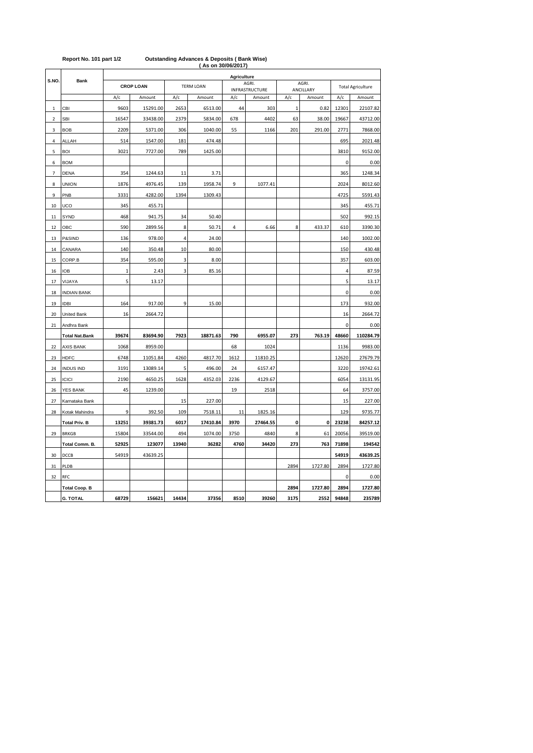Report No. 101 part 1/2 **Outstanding Advances & Deposits ( Bank Wise)**

**( As on 30/06/2017)**

| S.NO. | Bank | Agriculture | | | | | | | | | |
|---|---|---|---|---|---|---|---|---|---|---|---|
| | | CROP LOAN | | TERM LOAN | | AGRI. INFRASTRUCTURE | | AGRI. ANCILLARY | | Total Agriculture | |
| | | A/c | Amount | A/c | Amount | A/c | Amount | A/c | Amount | A/c | Amount |
| 1 | CBI | 9603 | 15291.00 | 2653 | 6513.00 | 44 | 303 | 1 | 0.82 | 12301 | 22107.82 |
| 2 | SBI | 16547 | 33438.00 | 2379 | 5834.00 | 678 | 4402 | 63 | 38.00 | 19667 | 43712.00 |
| 3 | BOB | 2209 | 5371.00 | 306 | 1040.00 | 55 | 1166 | 201 | 291.00 | 2771 | 7868.00 |
| 4 | ALLAH | 514 | 1547.00 | 181 | 474.48 | | | | | 695 | 2021.48 |
| 5 | BOI | 3021 | 7727.00 | 789 | 1425.00 | | | | | 3810 | 9152.00 |
| 6 | BOM | | | | | | | | | 0 | 0.00 |
| 7 | DENA | 354 | 1244.63 | 11 | 3.71 | | | | | 365 | 1248.34 |
| 8 | UNION | 1876 | 4976.45 | 139 | 1958.74 | 9 | 1077.41 | | | 2024 | 8012.60 |
| 9 | PNB | 3331 | 4282.00 | 1394 | 1309.43 | | | | | 4725 | 5591.43 |
| 10 | UCO | 345 | 455.71 | | | | | | | 345 | 455.71 |
| 11 | SYND | 468 | 941.75 | 34 | 50.40 | | | | | 502 | 992.15 |
| 12 | OBC | 590 | 2899.56 | 8 | 50.71 | 4 | 6.66 | 8 | 433.37 | 610 | 3390.30 |
| 13 | P&SIND | 136 | 978.00 | 4 | 24.00 | | | | | 140 | 1002.00 |
| 14 | CANARA | 140 | 350.48 | 10 | 80.00 | | | | | 150 | 430.48 |
| 15 | CORP.B | 354 | 595.00 | 3 | 8.00 | | | | | 357 | 603.00 |
| 16 | IOB | 1 | 2.43 | 3 | 85.16 | | | | | 4 | 87.59 |
| 17 | VIJAYA | 5 | 13.17 | | | | | | | 5 | 13.17 |
| 18 | INDIAN BANK | | | | | | | | | 0 | 0.00 |
| 19 | IDBI | 164 | 917.00 | 9 | 15.00 | | | | | 173 | 932.00 |
| 20 | United Bank | 16 | 2664.72 | | | | | | | 16 | 2664.72 |
| 21 | Andhra Bank | | | | | | | | | 0 | 0.00 |
| | **Total Nat.Bank** | **39674** | **83694.90** | **7923** | **18871.63** | **790** | **6955.07** | **273** | **763.19** | **48660** | **110284.79** |
| 22 | AXIS BANK | 1068 | 8959.00 | | | 68 | 1024 | | | 1136 | 9983.00 |
| 23 | HDFC | 6748 | 11051.84 | 4260 | 4817.70 | 1612 | 11810.25 | | | 12620 | 27679.79 |
| 24 | INDUS IND | 3191 | 13089.14 | 5 | 496.00 | 24 | 6157.47 | | | 3220 | 19742.61 |
| 25 | ICICI | 2190 | 4650.25 | 1628 | 4352.03 | 2236 | 4129.67 | | | 6054 | 13131.95 |
| 26 | YES BANK | 45 | 1239.00 | | | 19 | 2518 | | | 64 | 3757.00 |
| 27 | Karnataka Bank | | | 15 | 227.00 | | | | | 15 | 227.00 |
| 28 | Kotak Mahindra | 9 | 392.50 | 109 | 7518.11 | 11 | 1825.16 | | | 129 | 9735.77 |
| | **Total Priv. B** | **13251** | **39381.73** | **6017** | **17410.84** | **3970** | **27464.55** | **0** | **0** | **23238** | **84257.12** |
| 29 | BRKGB | 15804 | 33544.00 | 494 | 1074.00 | 3750 | 4840 | 8 | 61 | 20056 | 39519.00 |
| | **Total Comm. B.** | **52925** | **123077** | **13940** | **36282** | **4760** | **34420** | **273** | **763** | **71898** | **194542** |
| 30 | DCCB | 54919 | 43639.25 | | | | | | | **54919** | **43639.25** |
| 31 | PLDB | | | | | | | 2894 | 1727.80 | 2894 | 1727.80 |
| 32 | RFC | | | | | | | | | 0 | 0.00 |
| | **Total Coop. B** | | | | | | | **2894** | **1727.80** | **2894** | **1727.80** |
| | **G. TOTAL** | **68729** | **156621** | **14434** | **37356** | **8510** | **39260** | **3175** | **2552** | **94848** | **235789** |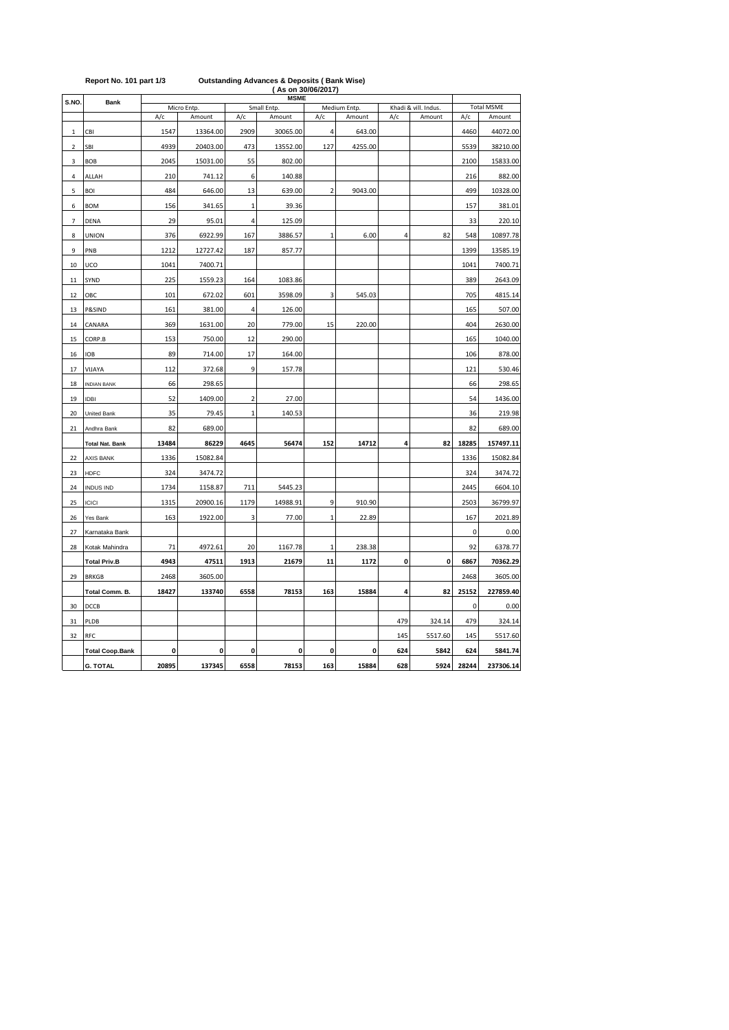**Report No. 101 part 1/3** **Outstanding Advances & Deposits ( Bank Wise)**

**( As on 30/06/2017)**

| S.NO. | Bank | MSME | | | | | | | | | |
|---|---|---|---|---|---|---|---|---|---|---|---|
| | | Micro Entp. | | Small Entp. | | Medium Entp. | | Khadi & vill. Indus. | | Total MSME | |
| | | A/c | Amount | A/c | Amount | A/c | Amount | A/c | Amount | A/c | Amount |
| 1 | CBI | 1547 | 13364.00 | 2909 | 30065.00 | 4 | 643.00 | | | 4460 | 44072.00 |
| 2 | SBI | 4939 | 20403.00 | 473 | 13552.00 | 127 | 4255.00 | | | 5539 | 38210.00 |
| 3 | BOB | 2045 | 15031.00 | 55 | 802.00 | | | | | 2100 | 15833.00 |
| 4 | ALLAH | 210 | 741.12 | 6 | 140.88 | | | | | 216 | 882.00 |
| 5 | BOI | 484 | 646.00 | 13 | 639.00 | 2 | 9043.00 | | | 499 | 10328.00 |
| 6 | BOM | 156 | 341.65 | 1 | 39.36 | | | | | 157 | 381.01 |
| 7 | DENA | 29 | 95.01 | 4 | 125.09 | | | | | 33 | 220.10 |
| 8 | UNION | 376 | 6922.99 | 167 | 3886.57 | 1 | 6.00 | 4 | 82 | 548 | 10897.78 |
| 9 | PNB | 1212 | 12727.42 | 187 | 857.77 | | | | | 1399 | 13585.19 |
| 10 | UCO | 1041 | 7400.71 | | | | | | | 1041 | 7400.71 |
| 11 | SYND | 225 | 1559.23 | 164 | 1083.86 | | | | | 389 | 2643.09 |
| 12 | OBC | 101 | 672.02 | 601 | 3598.09 | 3 | 545.03 | | | 705 | 4815.14 |
| 13 | P&SIND | 161 | 381.00 | 4 | 126.00 | | | | | 165 | 507.00 |
| 14 | CANARA | 369 | 1631.00 | 20 | 779.00 | 15 | 220.00 | | | 404 | 2630.00 |
| 15 | CORP.B | 153 | 750.00 | 12 | 290.00 | | | | | 165 | 1040.00 |
| 16 | IOB | 89 | 714.00 | 17 | 164.00 | | | | | 106 | 878.00 |
| 17 | VIJAYA | 112 | 372.68 | 9 | 157.78 | | | | | 121 | 530.46 |
| 18 | INDIAN BANK | 66 | 298.65 | | | | | | | 66 | 298.65 |
| 19 | IDBI | 52 | 1409.00 | 2 | 27.00 | | | | | 54 | 1436.00 |
| 20 | United Bank | 35 | 79.45 | 1 | 140.53 | | | | | 36 | 219.98 |
| 21 | Andhra Bank | 82 | 689.00 | | | | | | | 82 | 689.00 |
| | **Total Nat. Bank** | **13484** | **86229** | **4645** | **56474** | **152** | **14712** | **4** | **82** | **18285** | **157497.11** |
| 22 | AXIS BANK | 1336 | 15082.84 | | | | | | | 1336 | 15082.84 |
| 23 | HDFC | 324 | 3474.72 | | | | | | | 324 | 3474.72 |
| 24 | INDUS IND | 1734 | 1158.87 | 711 | 5445.23 | | | | | 2445 | 6604.10 |
| 25 | ICICI | 1315 | 20900.16 | 1179 | 14988.91 | 9 | 910.90 | | | 2503 | 36799.97 |
| 26 | Yes Bank | 163 | 1922.00 | 3 | 77.00 | 1 | 22.89 | | | 167 | 2021.89 |
| 27 | Karnataka Bank | | | | | | | | | 0 | 0.00 |
| 28 | Kotak Mahindra | 71 | 4972.61 | 20 | 1167.78 | 1 | 238.38 | | | 92 | 6378.77 |
| | **Total Priv.B** | **4943** | **47511** | **1913** | **21679** | **11** | **1172** | **0** | **0** | **6867** | **70362.29** |
| 29 | BRKGB | 2468 | 3605.00 | | | | | | | 2468 | 3605.00 |
| | **Total Comm. B.** | **18427** | **133740** | **6558** | **78153** | **163** | **15884** | **4** | **82** | **25152** | **227859.40** |
| 30 | DCCB | | | | | | | | | 0 | 0.00 |
| 31 | PLDB | | | | | | | 479 | 324.14 | 479 | 324.14 |
| 32 | RFC | | | | | | | 145 | 5517.60 | 145 | 5517.60 |
| | **Total Coop.Bank** | **0** | **0** | **0** | **0** | **0** | **0** | **624** | **5842** | **624** | **5841.74** |
| | **G. TOTAL** | **20895** | **137345** | **6558** | **78153** | **163** | **15884** | **628** | **5924** | **28244** | **237306.14** |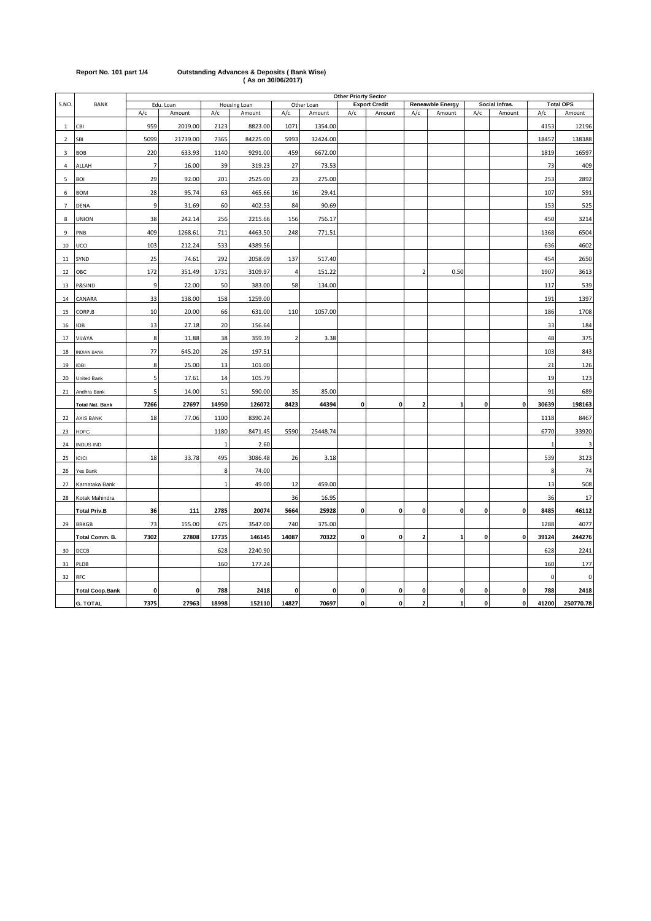**Report No. 101 part 1/4** **Outstanding Advances & Deposits ( Bank Wise)**
**( As on 30/06/2017)**

| S.NO. | BANK | Other Priorty Sector | | | | | | | | | | | | | | | |
|---|---|---|---|---|---|---|---|---|---|---|---|---|---|---|---|---|---|
| | | Edu. Loan | | Housing Loan | | Other Loan | | Export Credit | | Reneawble Energy | | Social Infras. | | Total OPS | |
| | | A/c | Amount | A/c | Amount | A/c | Amount | A/c | Amount | A/c | Amount | A/c | Amount | A/c | Amount |
| 1 | CBI | 959 | 2019.00 | 2123 | 8823.00 | 1071 | 1354.00 | | | | | | | 4153 | 12196 |
| 2 | SBI | 5099 | 21739.00 | 7365 | 84225.00 | 5993 | 32424.00 | | | | | | | 18457 | 138388 |
| 3 | BOB | 220 | 633.93 | 1140 | 9291.00 | 459 | 6672.00 | | | | | | | 1819 | 16597 |
| 4 | ALLAH | 7 | 16.00 | 39 | 319.23 | 27 | 73.53 | | | | | | | 73 | 409 |
| 5 | BOI | 29 | 92.00 | 201 | 2525.00 | 23 | 275.00 | | | | | | | 253 | 2892 |
| 6 | BOM | 28 | 95.74 | 63 | 465.66 | 16 | 29.41 | | | | | | | 107 | 591 |
| 7 | DENA | 9 | 31.69 | 60 | 402.53 | 84 | 90.69 | | | | | | | 153 | 525 |
| 8 | UNION | 38 | 242.14 | 256 | 2215.66 | 156 | 756.17 | | | | | | | 450 | 3214 |
| 9 | PNB | 409 | 1268.61 | 711 | 4463.50 | 248 | 771.51 | | | | | | | 1368 | 6504 |
| 10 | UCO | 103 | 212.24 | 533 | 4389.56 | | | | | | | | | 636 | 4602 |
| 11 | SYND | 25 | 74.61 | 292 | 2058.09 | 137 | 517.40 | | | | | | | 454 | 2650 |
| 12 | OBC | 172 | 351.49 | 1731 | 3109.97 | 4 | 151.22 | | | 2 | 0.50 | | | 1907 | 3613 |
| 13 | P&SIND | 9 | 22.00 | 50 | 383.00 | 58 | 134.00 | | | | | | | 117 | 539 |
| 14 | CANARA | 33 | 138.00 | 158 | 1259.00 | | | | | | | | | 191 | 1397 |
| 15 | CORP.B | 10 | 20.00 | 66 | 631.00 | 110 | 1057.00 | | | | | | | 186 | 1708 |
| 16 | IOB | 13 | 27.18 | 20 | 156.64 | | | | | | | | | 33 | 184 |
| 17 | VIJAYA | 8 | 11.88 | 38 | 359.39 | 2 | 3.38 | | | | | | | 48 | 375 |
| 18 | INDIAN BANK | 77 | 645.20 | 26 | 197.51 | | | | | | | | | 103 | 843 |
| 19 | IDBI | 8 | 25.00 | 13 | 101.00 | | | | | | | | | 21 | 126 |
| 20 | United Bank | 5 | 17.61 | 14 | 105.79 | | | | | | | | | 19 | 123 |
| 21 | Andhra Bank | 5 | 14.00 | 51 | 590.00 | 35 | 85.00 | | | | | | | 91 | 689 |
| | **Total Nat. Bank** | **7266** | **27697** | **14950** | **126072** | **8423** | **44394** | **0** | **0** | **2** | **1** | **0** | **0** | **30639** | **198163** |
| 22 | AXIS BANK | 18 | 77.06 | 1100 | 8390.24 | | | | | | | | | 1118 | 8467 |
| 23 | HDFC | | | 1180 | 8471.45 | 5590 | 25448.74 | | | | | | | 6770 | 33920 |
| 24 | INDUS IND | | | 1 | 2.60 | | | | | | | | | 1 | 3 |
| 25 | ICICI | 18 | 33.78 | 495 | 3086.48 | 26 | 3.18 | | | | | | | 539 | 3123 |
| 26 | Yes Bank | | | 8 | 74.00 | | | | | | | | | 8 | 74 |
| 27 | Karnataka Bank | | | 1 | 49.00 | 12 | 459.00 | | | | | | | 13 | 508 |
| 28 | Kotak Mahindra | | | | | 36 | 16.95 | | | | | | | 36 | 17 |
| | **Total Priv.B** | **36** | **111** | **2785** | **20074** | **5664** | **25928** | **0** | **0** | **0** | **0** | **0** | **0** | **8485** | **46112** |
| 29 | BRKGB | 73 | 155.00 | 475 | 3547.00 | 740 | 375.00 | | | | | | | 1288 | 4077 |
| | **Total Comm. B.** | **7302** | **27808** | **17735** | **146145** | **14087** | **70322** | **0** | **0** | **2** | **1** | **0** | **0** | **39124** | **244276** |
| 30 | DCCB | | | 628 | 2240.90 | | | | | | | | | 628 | 2241 |
| 31 | PLDB | | | 160 | 177.24 | | | | | | | | | 160 | 177 |
| 32 | RFC | | | | | | | | | | | | | 0 | 0 |
| | **Total Coop.Bank** | **0** | **0** | **788** | **2418** | **0** | **0** | **0** | **0** | **0** | **0** | **0** | **0** | **788** | **2418** |
| | **G. TOTAL** | **7375** | **27963** | **18998** | **152110** | **14827** | **70697** | **0** | **0** | **2** | **1** | **0** | **0** | **41200** | **250770.78** |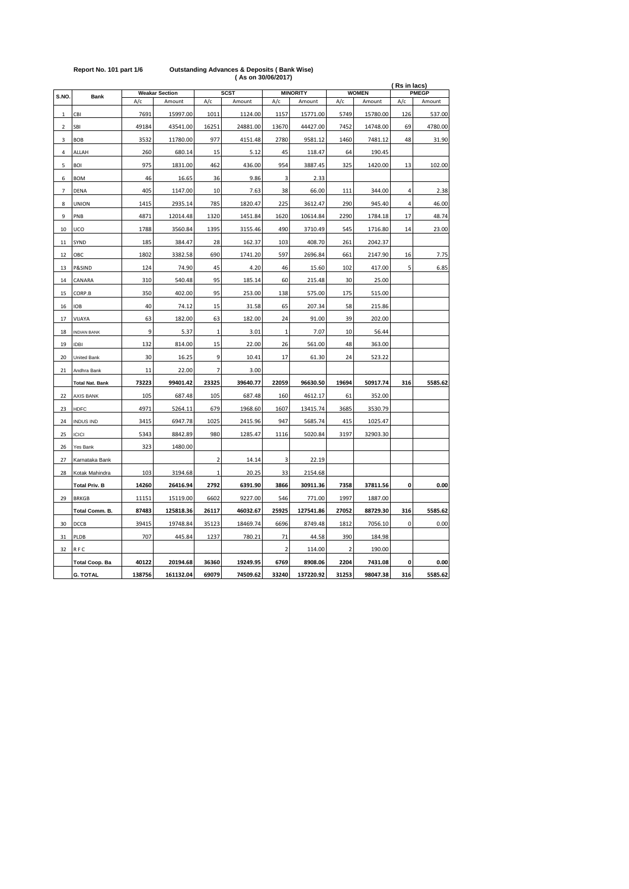Report No. 101 part 1/6

**Outstanding Advances & Deposits ( Bank Wise)**
**( As on 30/06/2017)**

( Rs in lacs)

| S.NO. | Bank | Weakar Section | | SCST | | MINORITY | | WOMEN | | PMEGP | |
|---|---|---|---|---|---|---|---|---|---|---|---|
| | | A/c | Amount | A/c | Amount | A/c | Amount | A/c | Amount | A/c | Amount |
| 1 | CBI | 7691 | 15997.00 | 1011 | 1124.00 | 1157 | 15771.00 | 5749 | 15780.00 | 126 | 537.00 |
| 2 | SBI | 49184 | 43541.00 | 16251 | 24881.00 | 13670 | 44427.00 | 7452 | 14748.00 | 69 | 4780.00 |
| 3 | BOB | 3532 | 11780.00 | 977 | 4151.48 | 2780 | 9581.12 | 1460 | 7481.12 | 48 | 31.90 |
| 4 | ALLAH | 260 | 680.14 | 15 | 5.12 | 45 | 118.47 | 64 | 190.45 | | |
| 5 | BOI | 975 | 1831.00 | 462 | 436.00 | 954 | 3887.45 | 325 | 1420.00 | 13 | 102.00 |
| 6 | BOM | 46 | 16.65 | 36 | 9.86 | 3 | 2.33 | | | | |
| 7 | DENA | 405 | 1147.00 | 10 | 7.63 | 38 | 66.00 | 111 | 344.00 | 4 | 2.38 |
| 8 | UNION | 1415 | 2935.14 | 785 | 1820.47 | 225 | 3612.47 | 290 | 945.40 | 4 | 46.00 |
| 9 | PNB | 4871 | 12014.48 | 1320 | 1451.84 | 1620 | 10614.84 | 2290 | 1784.18 | 17 | 48.74 |
| 10 | UCO | 1788 | 3560.84 | 1395 | 3155.46 | 490 | 3710.49 | 545 | 1716.80 | 14 | 23.00 |
| 11 | SYND | 185 | 384.47 | 28 | 162.37 | 103 | 408.70 | 261 | 2042.37 | | |
| 12 | OBC | 1802 | 3382.58 | 690 | 1741.20 | 597 | 2696.84 | 661 | 2147.90 | 16 | 7.75 |
| 13 | P&SIND | 124 | 74.90 | 45 | 4.20 | 46 | 15.60 | 102 | 417.00 | 5 | 6.85 |
| 14 | CANARA | 310 | 540.48 | 95 | 185.14 | 60 | 215.48 | 30 | 25.00 | | |
| 15 | CORP.B | 350 | 402.00 | 95 | 253.00 | 138 | 575.00 | 175 | 515.00 | | |
| 16 | IOB | 40 | 74.12 | 15 | 31.58 | 65 | 207.34 | 58 | 215.86 | | |
| 17 | VIJAYA | 63 | 182.00 | 63 | 182.00 | 24 | 91.00 | 39 | 202.00 | | |
| 18 | INDIAN BANK | 9 | 5.37 | 1 | 3.01 | 1 | 7.07 | 10 | 56.44 | | |
| 19 | IDBI | 132 | 814.00 | 15 | 22.00 | 26 | 561.00 | 48 | 363.00 | | |
| 20 | United Bank | 30 | 16.25 | 9 | 10.41 | 17 | 61.30 | 24 | 523.22 | | |
| 21 | Andhra Bank | 11 | 22.00 | 7 | 3.00 | | | | | | |
| | **Total Nat. Bank** | **73223** | **99401.42** | **23325** | **39640.77** | **22059** | **96630.50** | **19694** | **50917.74** | **316** | **5585.62** |
| 22 | AXIS BANK | 105 | 687.48 | 105 | 687.48 | 160 | 4612.17 | 61 | 352.00 | | |
| 23 | HDFC | 4971 | 5264.11 | 679 | 1968.60 | 1607 | 13415.74 | 3685 | 3530.79 | | |
| 24 | INDUS IND | 3415 | 6947.78 | 1025 | 2415.96 | 947 | 5685.74 | 415 | 1025.47 | | |
| 25 | ICICI | 5343 | 8842.89 | 980 | 1285.47 | 1116 | 5020.84 | 3197 | 32903.30 | | |
| 26 | Yes Bank | 323 | 1480.00 | | | | | | | | |
| 27 | Karnataka Bank | | | 2 | 14.14 | 3 | 22.19 | | | | |
| 28 | Kotak Mahindra | 103 | 3194.68 | 1 | 20.25 | 33 | 2154.68 | | | | |
| | **Total Priv. B** | **14260** | **26416.94** | **2792** | **6391.90** | **3866** | **30911.36** | **7358** | **37811.56** | **0** | **0.00** |
| 29 | BRKGB | 11151 | 15119.00 | 6602 | 9227.00 | 546 | 771.00 | 1997 | 1887.00 | | |
| | **Total Comm. B.** | **87483** | **125818.36** | **26117** | **46032.67** | **25925** | **127541.86** | **27052** | **88729.30** | **316** | **5585.62** |
| 30 | DCCB | 39415 | 19748.84 | 35123 | 18469.74 | 6696 | 8749.48 | 1812 | 7056.10 | 0 | 0.00 |
| 31 | PLDB | 707 | 445.84 | 1237 | 780.21 | 71 | 44.58 | 390 | 184.98 | | |
| 32 | R F C | | | | | 2 | 114.00 | 2 | 190.00 | | |
| | **Total Coop. Ba** | **40122** | **20194.68** | **36360** | **19249.95** | **6769** | **8908.06** | **2204** | **7431.08** | **0** | **0.00** |
| | **G. TOTAL** | **138756** | **161132.04** | **69079** | **74509.62** | **33240** | **137220.92** | **31253** | **98047.38** | **316** | **5585.62** |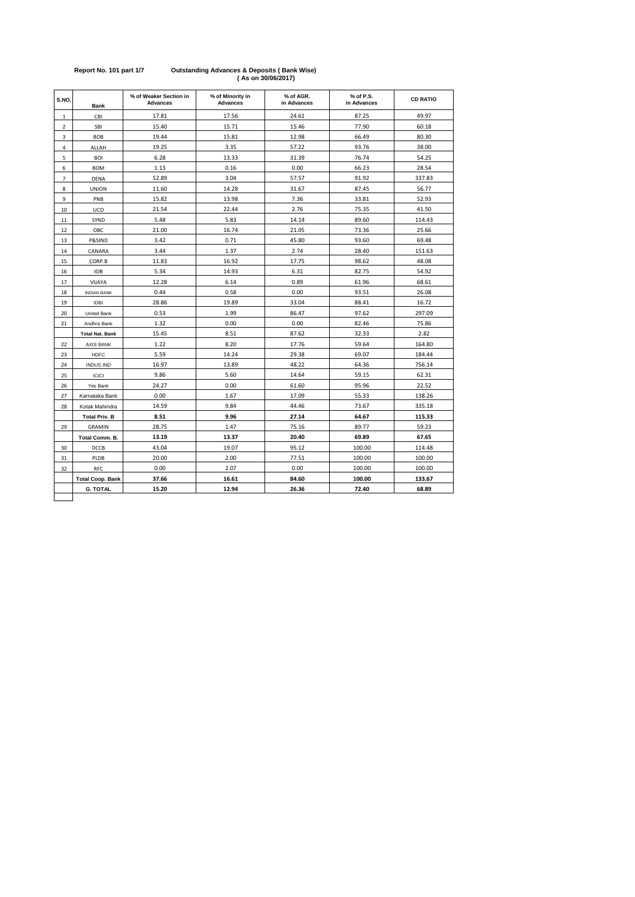**Report No. 101 part 1/7** **Outstanding Advances & Deposits ( Bank Wise)**
**( As on 30/06/2017)**

| S.NO. | Bank | % of Weaker Section in Advances | % of Minority in Advances | % of AGR. in Advances | % of P.S. in Advances | CD RATIO |
|---|---|---|---|---|---|---|
| 1 | CBI | 17.81 | 17.56 | 24.61 | 87.25 | 49.97 |
| 2 | SBI | 15.40 | 15.71 | 15.46 | 77.90 | 60.18 |
| 3 | BOB | 19.44 | 15.81 | 12.98 | 66.49 | 80.30 |
| 4 | ALLAH | 19.25 | 3.35 | 57.22 | 93.76 | 38.00 |
| 5 | BOI | 6.28 | 13.33 | 31.39 | 76.74 | 54.25 |
| 6 | BOM | 1.13 | 0.16 | 0.00 | 66.23 | 28.54 |
| 7 | DENA | 52.89 | 3.04 | 57.57 | 91.92 | 337.83 |
| 8 | UNION | 11.60 | 14.28 | 31.67 | 87.45 | 56.77 |
| 9 | PNB | 15.82 | 13.98 | 7.36 | 33.81 | 52.93 |
| 10 | UCO | 21.54 | 22.44 | 2.76 | 75.35 | 41.50 |
| 11 | SYND | 5.48 | 5.83 | 14.14 | 89.60 | 114.43 |
| 12 | OBC | 21.00 | 16.74 | 21.05 | 73.36 | 25.66 |
| 13 | P&SIND | 3.42 | 0.71 | 45.80 | 93.60 | 69.48 |
| 14 | CANARA | 3.44 | 1.37 | 2.74 | 28.40 | 151.63 |
| 15 | CORP.B | 11.83 | 16.92 | 17.75 | 98.62 | 48.08 |
| 16 | IOB | 5.34 | 14.93 | 6.31 | 82.75 | 54.92 |
| 17 | VIJAYA | 12.28 | 6.14 | 0.89 | 61.96 | 68.61 |
| 18 | INDIAN BANK | 0.44 | 0.58 | 0.00 | 93.51 | 26.08 |
| 19 | IDBI | 28.86 | 19.89 | 33.04 | 88.41 | 16.72 |
| 20 | United Bank | 0.53 | 1.99 | 86.47 | 97.62 | 297.09 |
| 21 | Andhra Bank | 1.32 | 0.00 | 0.00 | 82.46 | 75.86 |
| | **Total Nat. Bank** | 15.45 | 8.51 | 87.62 | 32.33 | 2.82 |
| 22 | AXIS BANK | 1.22 | 8.20 | 17.76 | 59.64 | 164.80 |
| 23 | HDFC | 5.59 | 14.24 | 29.38 | 69.07 | 184.44 |
| 24 | INDUS IND | 16.97 | 13.89 | 48.22 | 64.36 | 756.14 |
| 25 | ICICI | 9.86 | 5.60 | 14.64 | 59.15 | 62.31 |
| 26 | Yes Bank | 24.27 | 0.00 | 61.60 | 95.96 | 22.52 |
| 27 | Karnataka Bank | 0.00 | 1.67 | 17.09 | 55.33 | 138.26 |
| 28 | Kotak Mahindra | 14.59 | 9.84 | 44.46 | 73.67 | 335.18 |
| | **Total Priv. B** | **8.51** | **9.96** | **27.14** | **64.67** | **115.33** |
| 29 | GRAMIN | 28.75 | 1.47 | 75.16 | 89.77 | 59.23 |
| | **Total Comm. B.** | **13.19** | **13.37** | **20.40** | **69.89** | **67.65** |
| 30 | DCCB | 43.04 | 19.07 | 95.12 | 100.00 | 114.48 |
| 31 | PLDB | 20.00 | 2.00 | 77.51 | 100.00 | 100.00 |
| 32 | RFC | 0.00 | 2.07 | 0.00 | 100.00 | 100.00 |
| | **Total Coop. Bank** | **37.66** | **16.61** | **84.60** | **100.00** | **133.67** |
| | **G. TOTAL** | **15.20** | **12.94** | **26.36** | **72.40** | **68.89** |